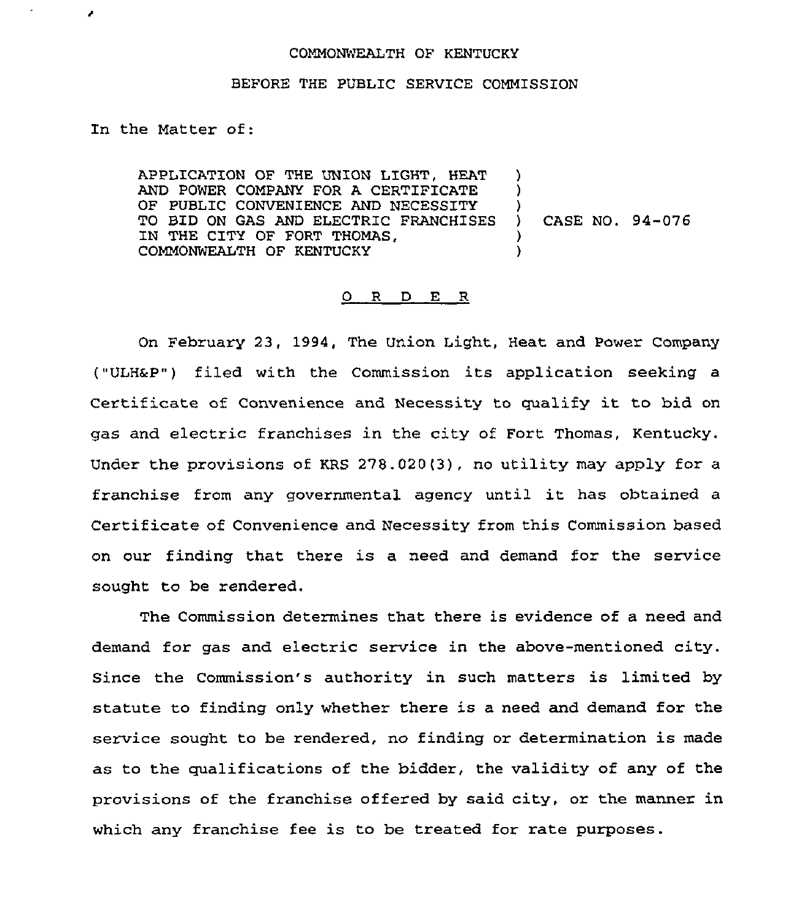COMMONWEALTH OF KENTUCKY

BEFORE THE PUBLIC SERVICE COMMISSION

In the Matter of:

APPLICATION OF THE UNION LIGHT, HEAT AND POWER COMPANY FOR A CERTIFICATE OF PUBLIC CONVENIENCE AND NECESSITY TO BID ON GAS AND ELECTRIC FRANCHISES IN THE CITY OF FORT THOMAS, COMMONWEALTH OF KENTUCKY ) CASE NO. 94-076

O R D E R

On February 23, 1994, The Union Light, Heat and Power Company ("ULH&P") filed with the Commission its application seeking a Certificate of Convenience and Necessity to qualify it to bid on gas and electric franchises in the city of Fort Thomas, Kentucky. Under the provisions of KRS 278.020(3), no utility may apply for a franchise from any governmental agency until it has obtained a Certificate of Convenience and Necessity from this Commission based on our finding that there is a need and demand for the service sought to be rendered.

The Commission determines that there is evidence of a need and demand for gas and electric service in the above-mentioned city. Since the Commission's authority in such matters is limited by statute to finding only whether there is a need and demand for the service sought to be rendered, no finding or determination is made as to the qualifications of the bidder, the validity of any of the provisions of the franchise offered by said city, or the manner in which any franchise fee is to be treated for rate purposes.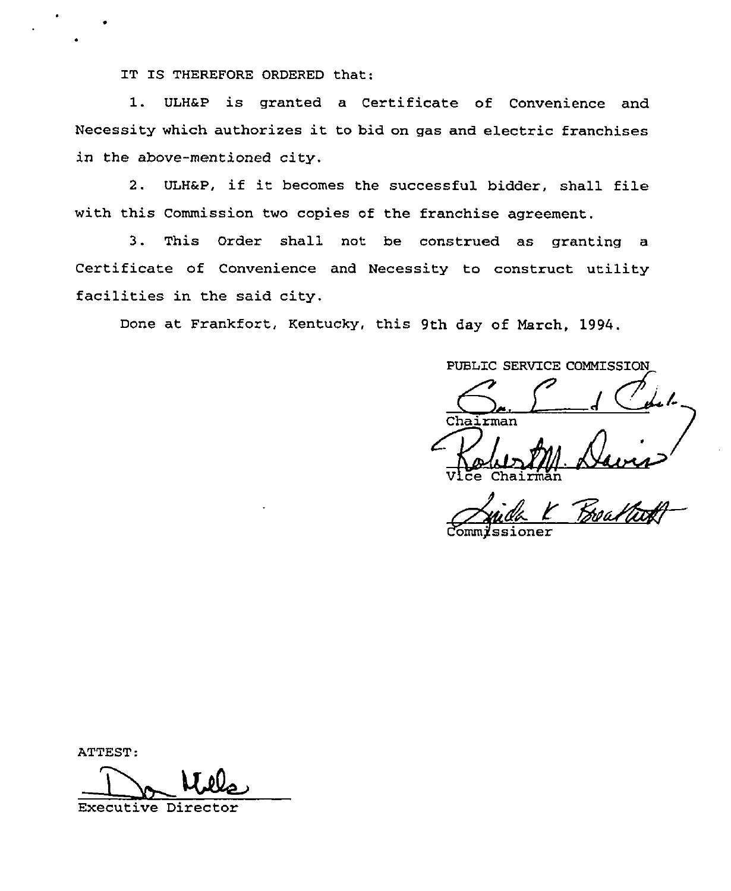IT IS THEREFORE ORDERED that:

1. ULH&P is granted a Certificate of Convenience and Necessity which authorizes it to bid on gas and electric franchises in the above-mentioned city.

2. ULH&P, if it becomes the successful bidder, shall file with this Commission two copies of the franchise agreement.

3. This Order shall not be construed as granting a Certificate of Convenience and Necessity to construct utility facilities in the said city.

Done at Frankfort, Kentucky, this 9th day of March, 1994.

PUBLIC SERVICE COMMISSION

Chairman

Vice Chairman

Commissioner

ATTEST:

Executive Director